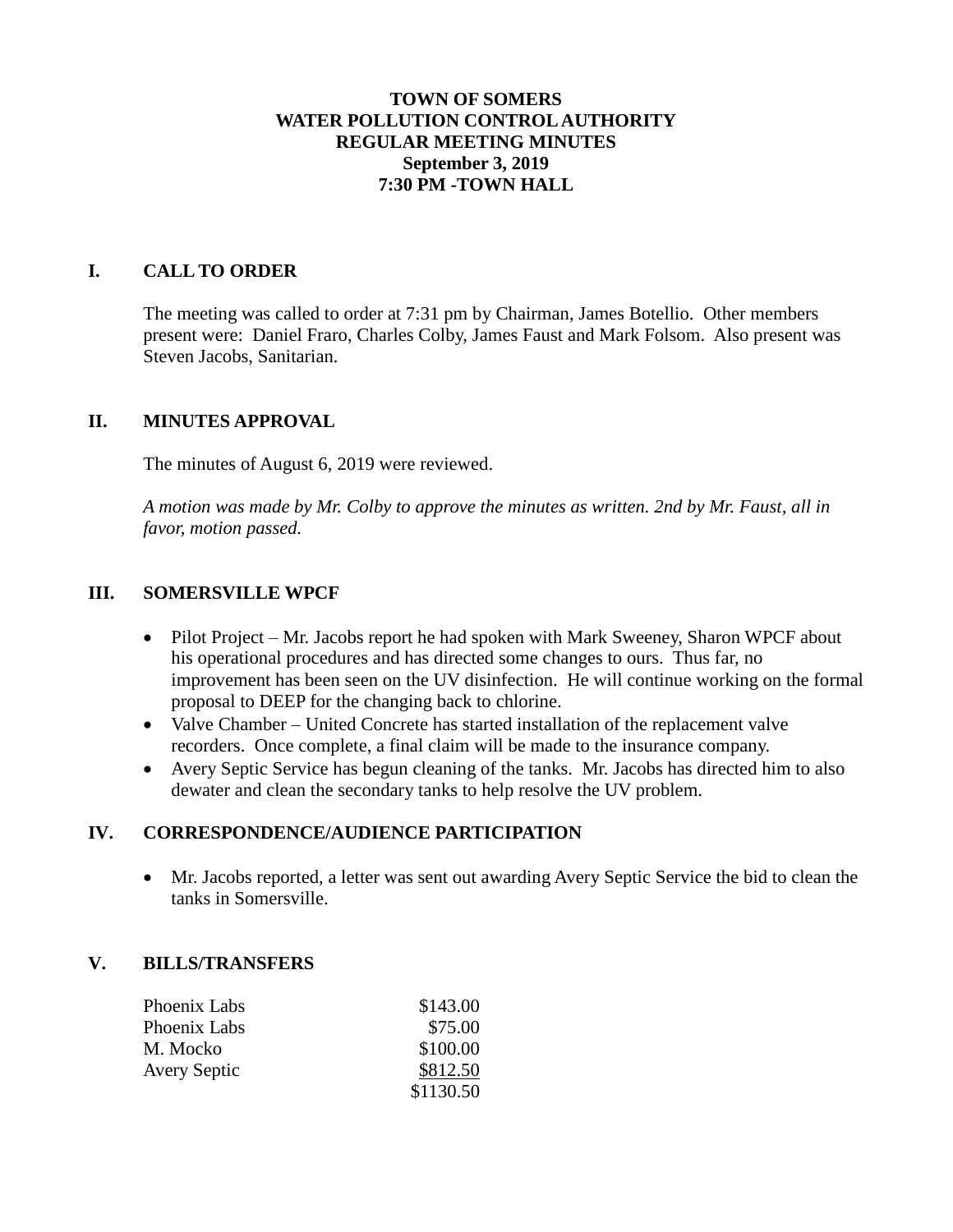**TOWN OF SOMERS**
**WATER POLLUTION CONTROL AUTHORITY**
**REGULAR MEETING MINUTES**
**September 3, 2019**
**7:30 PM -TOWN HALL**

## I. CALL TO ORDER

The meeting was called to order at 7:31 pm by Chairman, James Botellio. Other members present were: Daniel Fraro, Charles Colby, James Faust and Mark Folsom. Also present was Steven Jacobs, Sanitarian.

## II. MINUTES APPROVAL

The minutes of August 6, 2019 were reviewed.

*A motion was made by Mr. Colby to approve the minutes as written. 2nd by Mr. Faust, all in favor, motion passed.*

## III. SOMERSVILLE WPCF

- Pilot Project – Mr. Jacobs report he had spoken with Mark Sweeney, Sharon WPCF about his operational procedures and has directed some changes to ours. Thus far, no improvement has been seen on the UV disinfection. He will continue working on the formal proposal to DEEP for the changing back to chlorine.
- Valve Chamber – United Concrete has started installation of the replacement valve recorders. Once complete, a final claim will be made to the insurance company.
- Avery Septic Service has begun cleaning of the tanks. Mr. Jacobs has directed him to also dewater and clean the secondary tanks to help resolve the UV problem.

## IV. CORRESPONDENCE/AUDIENCE PARTICIPATION

- Mr. Jacobs reported, a letter was sent out awarding Avery Septic Service the bid to clean the tanks in Somersville.

## V. BILLS/TRANSFERS

| | |
|---|---:|
| Phoenix Labs | \$143.00 |
| Phoenix Labs | \$75.00 |
| M. Mocko | \$100.00 |
| Avery Septic | \$812.50 |
| | \$1130.50 |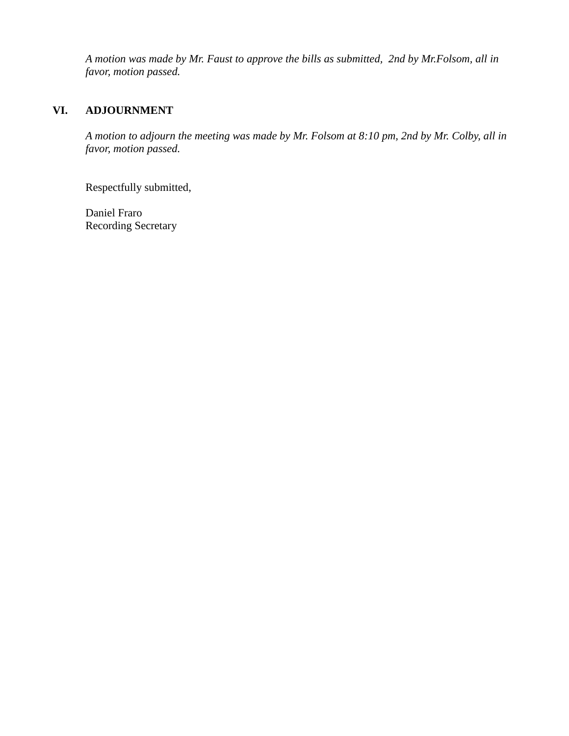*A motion was made by Mr. Faust to approve the bills as submitted,  2nd by Mr.Folsom, all in favor, motion passed.*

## VI. ADJOURNMENT

*A motion to adjourn the meeting was made by Mr. Folsom at 8:10 pm, 2nd by Mr. Colby, all in favor, motion passed.*

Respectfully submitted,

Daniel Fraro
Recording Secretary